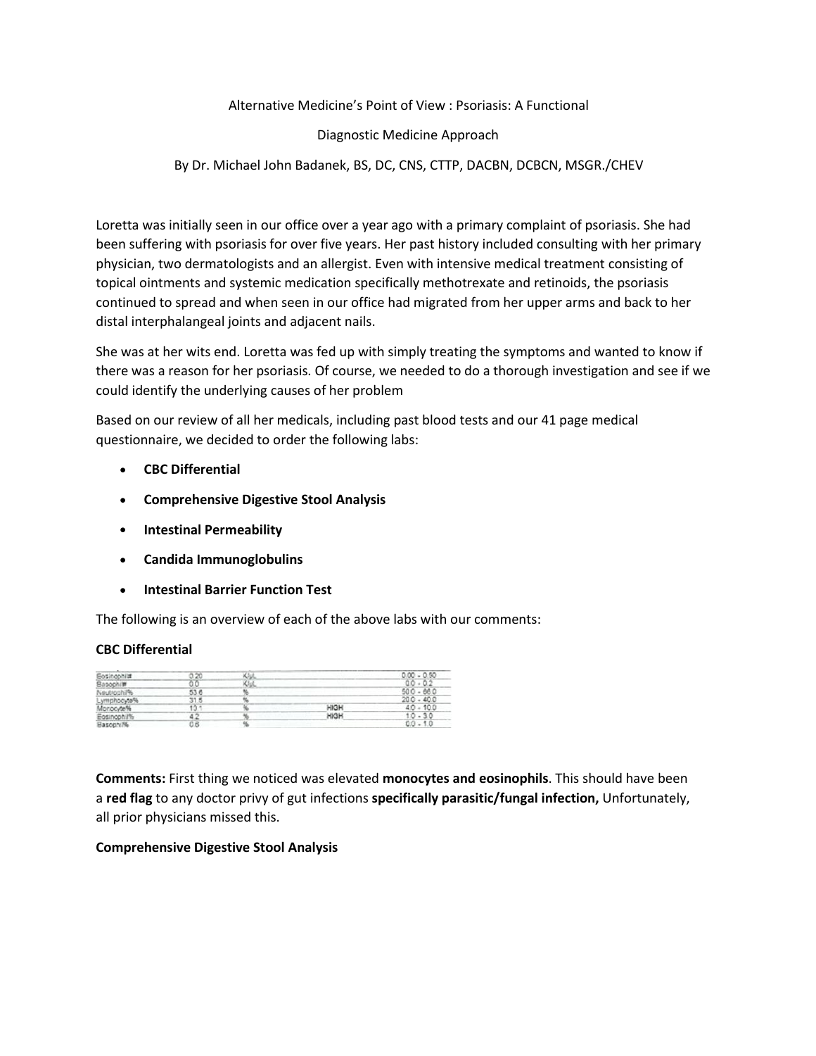Alternative Medicine's Point of View : Psoriasis: A Functional

Diagnostic Medicine Approach

By Dr. Michael John Badanek, BS, DC, CNS, CTTP, DACBN, DCBCN, MSGR./CHEV

Loretta was initially seen in our office over a year ago with a primary complaint of psoriasis. She had been suffering with psoriasis for over five years. Her past history included consulting with her primary physician, two dermatologists and an allergist. Even with intensive medical treatment consisting of topical ointments and systemic medication specifically methotrexate and retinoids, the psoriasis continued to spread and when seen in our office had migrated from her upper arms and back to her distal interphalangeal joints and adjacent nails.

She was at her wits end. Loretta was fed up with simply treating the symptoms and wanted to know if there was a reason for her psoriasis. Of course, we needed to do a thorough investigation and see if we could identify the underlying causes of her problem

Based on our review of all her medicals, including past blood tests and our 41 page medical questionnaire, we decided to order the following labs:

- **CBC Differential**
- **Comprehensive Digestive Stool Analysis**
- **Intestinal Permeability**
- **Candida Immunoglobulins**
- **Intestinal Barrier Function Test**

The following is an overview of each of the above labs with our comments:

**CBC Differential**

| | | | | |
|---|---|---|---|---|
| Eosinophil# | 0.20 | K/uL | | 0.00 - 0.50 |
| Basophil# | 0.0 | K/uL | | 0.0 - 0.2 |
| Neutrophil% | 53.6 | % | | 50.0 - 66.0 |
| Lymphocyte% | 31.5 | % | | 20.0 - 40.0 |
| Monocyte% | 10.1 | % | HIGH | 4.0 - 10.0 |
| Eosinophil% | 4.2 | % | HIGH | 1.0 - 3.0 |
| Basophil% | 0.8 | % | | 0.0 - 1.0 |

**Comments:** First thing we noticed was elevated **monocytes and eosinophils**. This should have been a **red flag** to any doctor privy of gut infections **specifically parasitic/fungal infection,** Unfortunately, all prior physicians missed this.

**Comprehensive Digestive Stool Analysis**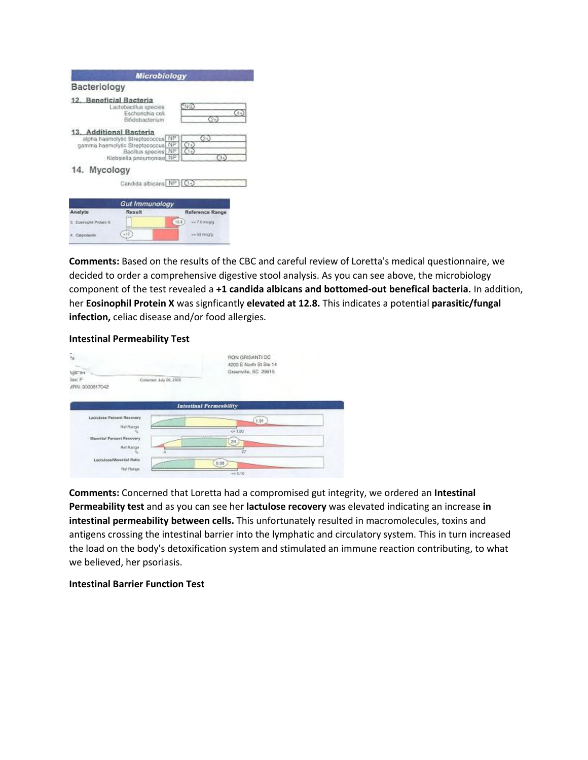## Microbiology

### Bacteriology

**12. Beneficial Bacteria**

| Organism | Result |
|---|---|
| Lactobacillus species | NG |
| Escherichia coli | 4+ |
| Bifidobacterium | 2+ |

**13. Additional Bacteria**

| Organism | | Result |
|---|---|---|
| alpha haemolytic Streptococcus | NP | 2+ |
| gamma haemolytic Streptococcus | NP | 1+ |
| Bacillus species | NP | 1+ |
| Klebsiella pneumoniae | NP | 3+ |

### 14. Mycology

| Organism | | Result |
|---|---|---|
| Candida albicans | NP | 1+ |

## Gut Immunology

| Analyte | Result | Reference Range |
|---|---|---|
| 3. Eosinophil Protein X | 12.8 | <= 7.0 mcg/g |
| 4. Calprotectin | <17 | <= 50 mcg/g |

**Comments:** Based on the results of the CBC and careful review of Loretta's medical questionnaire, we decided to order a comprehensive digestive stool analysis. As you can see above, the microbiology component of the test revealed a **+1 candida albicans and bottomed-out benefical bacteria.** In addition, her **Eosinophil Protein X** was signficantly **elevated at 12.8.** This indicates a potential **parasitic/fungal infection,** celiac disease and/or food allergies.

**Intestinal Permeability Test**

Age: 54
Sex: F
MRN: 0000817042
Collected: July 26, 2005

RON GRISANTI DC
4200 E North St Ste 14
Greenville, SC 29615

## Intestinal Permeability

| Analyte | Result | Ref Range % |
|---|---|---|
| Lactulose Percent Recovery | 1.91 | <= 1.50 |
| Mannitol Percent Recovery | 24 | 4 – 27 |
| Lactulose/Mannitol Ratio | 0.08 | <= 0.10 |

**Comments:** Concerned that Loretta had a compromised gut integrity, we ordered an **Intestinal Permeability test** and as you can see her **lactulose recovery** was elevated indicating an increase **in intestinal permeability between cells.** This unfortunately resulted in macromolecules, toxins and antigens crossing the intestinal barrier into the lymphatic and circulatory system. This in turn increased the load on the body's detoxification system and stimulated an immune reaction contributing, to what we believed, her psoriasis.

**Intestinal Barrier Function Test**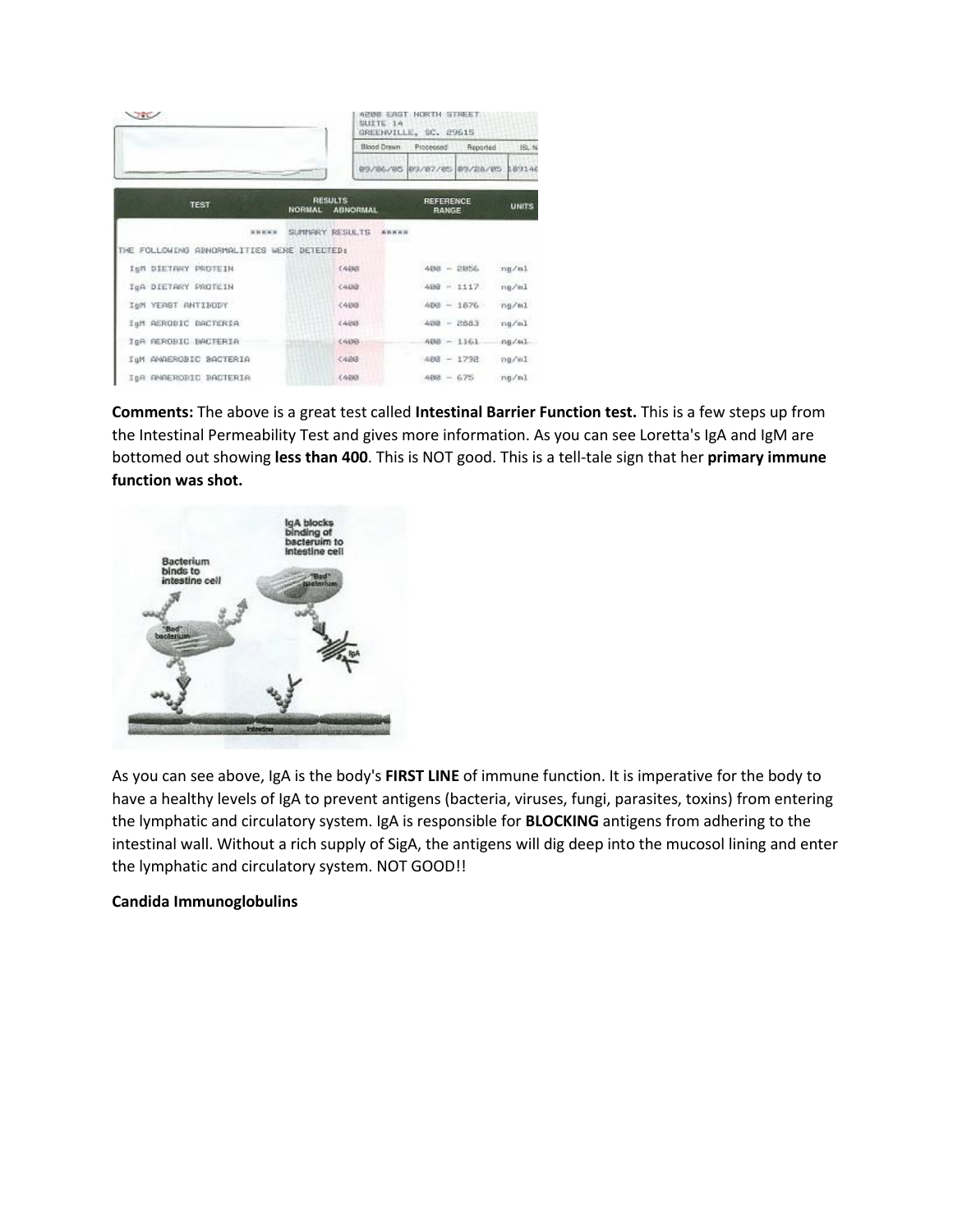4200 EAST NORTH STREET
SUITE 14
GREENVILLE, SC. 29615

| Blood Drawn | Processed | Reported | ISL N |
|---|---|---|---|
| 09/06/05 | 09/07/05 | 09/20/05 | 189140 |

| TEST | RESULTS NORMAL | ABNORMAL | REFERENCE RANGE | UNITS |
|---|---|---|---|---|
| ***** SUMMARY RESULTS ***** | | | | |
| THE FOLLOWING ABNORMALITIES WERE DETECTED: | | | | |
| IgM DIETARY PROTEIN | | <400 | 400 - 2056 | ng/ml |
| IgA DIETARY PROTEIN | | <400 | 400 - 1117 | ng/ml |
| IgM YEAST ANTIBODY | | <400 | 400 - 1076 | ng/ml |
| IgM AEROBIC BACTERIA | | <400 | 400 - 2883 | ng/ml |
| IgA AEROBIC BACTERIA | | <400 | 400 - 1161 | ng/ml |
| IgM ANAEROBIC BACTERIA | | <400 | 400 - 1792 | ng/ml |
| IgA ANAEROBIC BACTERIA | | <400 | 400 - 675 | ng/ml |

**Comments:** The above is a great test called **Intestinal Barrier Function test.** This is a few steps up from the Intestinal Permeability Test and gives more information. As you can see Loretta's IgA and IgM are bottomed out showing **less than 400**. This is NOT good. This is a tell-tale sign that her **primary immune function was shot.**

Bacterium binds to intestine cell

IgA blocks binding of bacteruim to intestine cell

As you can see above, IgA is the body's **FIRST LINE** of immune function. It is imperative for the body to have a healthy levels of IgA to prevent antigens (bacteria, viruses, fungi, parasites, toxins) from entering the lymphatic and circulatory system. IgA is responsible for **BLOCKING** antigens from adhering to the intestinal wall. Without a rich supply of SigA, the antigens will dig deep into the mucosol lining and enter the lymphatic and circulatory system. NOT GOOD!!

**Candida Immunoglobulins**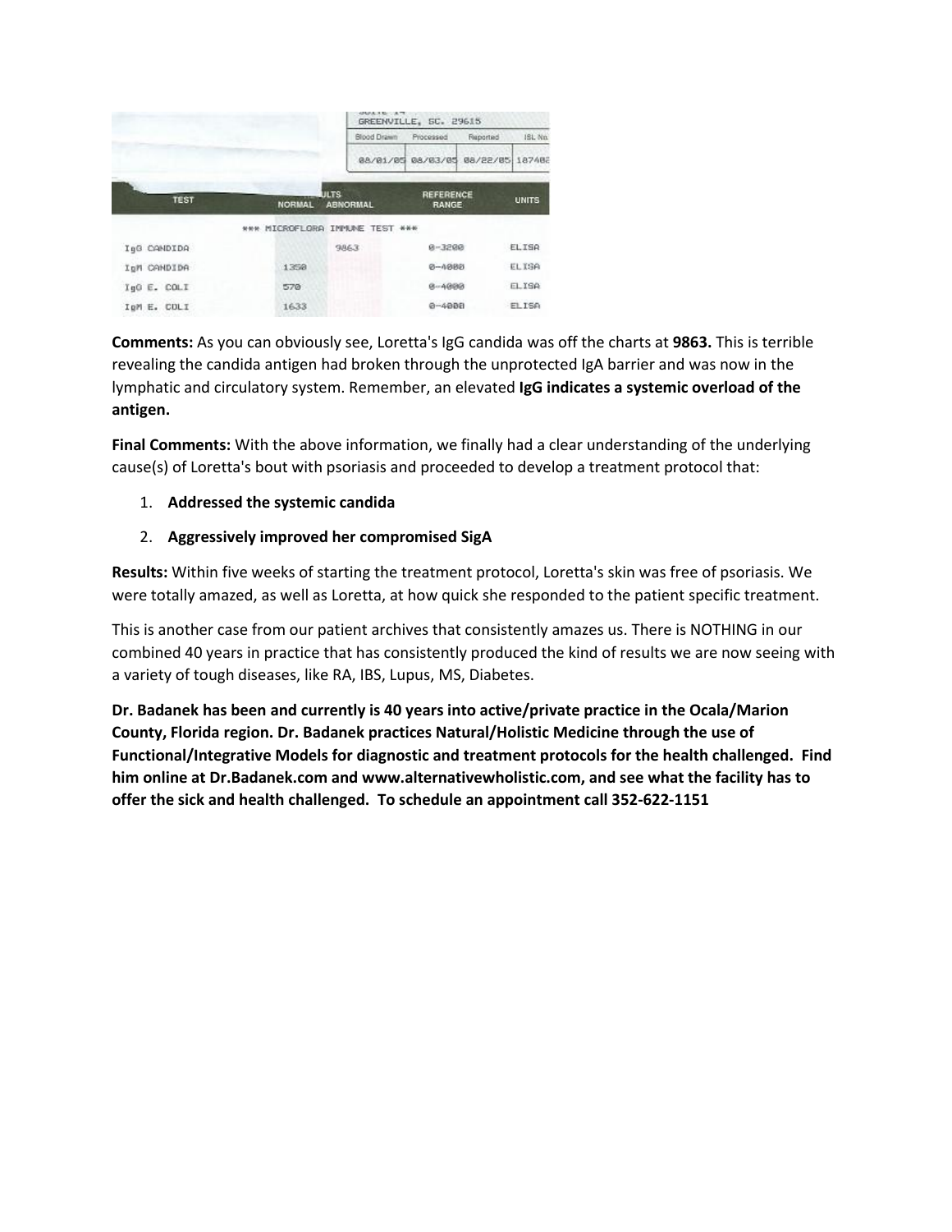GREENVILLE, SC. 29615

| Blood Drawn | Processed | Reported | ISL No. |
|---|---|---|---|
| 08/01/05 | 08/03/05 | 08/22/05 | 107402 |

| TEST | RESULTS NORMAL | ABNORMAL | REFERENCE RANGE | UNITS |
|---|---|---|---|---|
| *** MICROFLORA IMMUNE TEST *** | | | | |
| IgG CANDIDA | | 9863 | 0-3200 | ELISA |
| IgM CANDIDA | 1350 | | 0-4000 | ELISA |
| IgG E. COLI | 570 | | 0-4000 | ELISA |
| IgM E. COLI | 1633 | | 0-4000 | ELISA |

**Comments:** As you can obviously see, Loretta's IgG candida was off the charts at **9863.** This is terrible revealing the candida antigen had broken through the unprotected IgA barrier and was now in the lymphatic and circulatory system. Remember, an elevated **IgG indicates a systemic overload of the antigen.**

**Final Comments:** With the above information, we finally had a clear understanding of the underlying cause(s) of Loretta's bout with psoriasis and proceeded to develop a treatment protocol that:

1. **Addressed the systemic candida**
2. **Aggressively improved her compromised SigA**

**Results:** Within five weeks of starting the treatment protocol, Loretta's skin was free of psoriasis. We were totally amazed, as well as Loretta, at how quick she responded to the patient specific treatment.

This is another case from our patient archives that consistently amazes us. There is NOTHING in our combined 40 years in practice that has consistently produced the kind of results we are now seeing with a variety of tough diseases, like RA, IBS, Lupus, MS, Diabetes.

**Dr. Badanek has been and currently is 40 years into active/private practice in the Ocala/Marion County, Florida region. Dr. Badanek practices Natural/Holistic Medicine through the use of Functional/Integrative Models for diagnostic and treatment protocols for the health challenged. Find him online at Dr.Badanek.com and www.alternativewholistic.com, and see what the facility has to offer the sick and health challenged. To schedule an appointment call 352-622-1151**